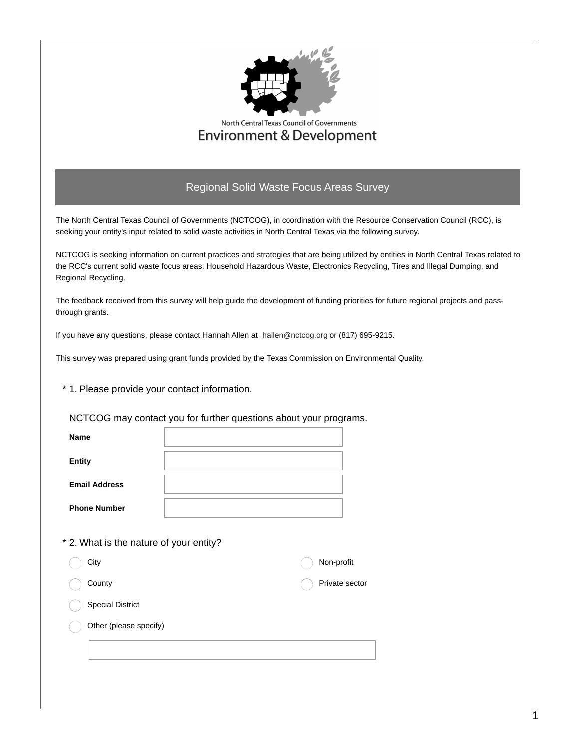North Central Texas Council of Governments
Environment & Development

# Regional Solid Waste Focus Areas Survey

The North Central Texas Council of Governments (NCTCOG), in coordination with the Resource Conservation Council (RCC), is seeking your entity's input related to solid waste activities in North Central Texas via the following survey.

NCTCOG is seeking information on current practices and strategies that are being utilized by entities in North Central Texas related to the RCC's current solid waste focus areas: Household Hazardous Waste, Electronics Recycling, Tires and Illegal Dumping, and Regional Recycling.

The feedback received from this survey will help guide the development of funding priorities for future regional projects and pass-through grants.

If you have any questions, please contact Hannah Allen at hallen@nctcog.org or (817) 695-9215.

This survey was prepared using grant funds provided by the Texas Commission on Environmental Quality.

\* 1. Please provide your contact information.

NCTCOG may contact you for further questions about your programs.

**Name** ____________________

**Entity** ____________________

**Email Address** ____________________

**Phone Number** ____________________

\* 2. What is the nature of your entity?

- ◯ City
- ◯ County
- ◯ Special District
- ◯ Non-profit
- ◯ Private sector
- ◯ Other (please specify)

____________________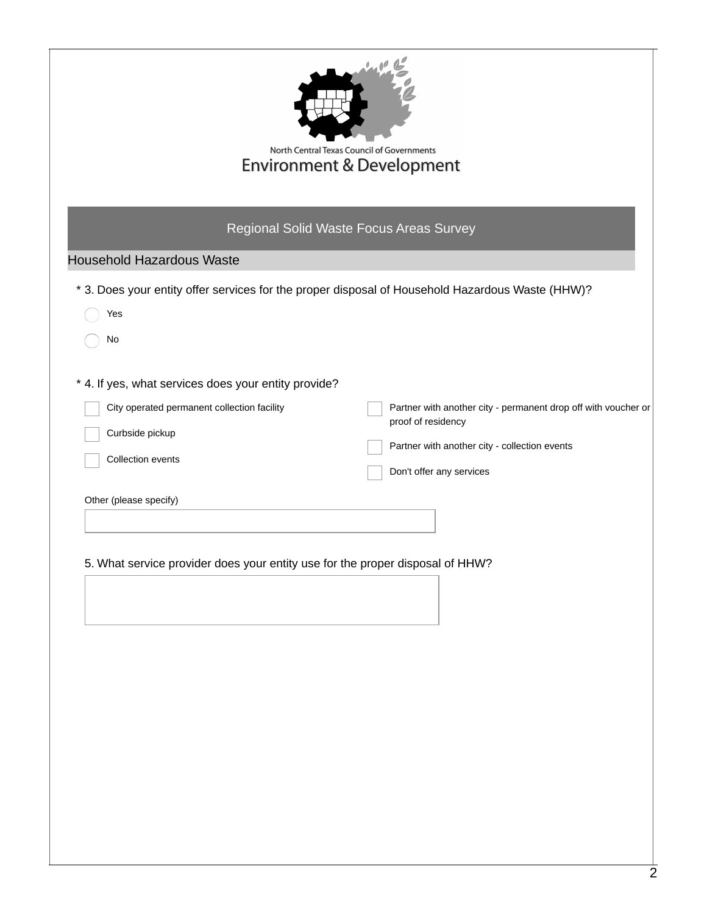North Central Texas Council of Governments

Environment & Development

## Regional Solid Waste Focus Areas Survey

### Household Hazardous Waste

\* 3. Does your entity offer services for the proper disposal of Household Hazardous Waste (HHW)?

- Yes
- No

\* 4. If yes, what services does your entity provide?

- City operated permanent collection facility
- Curbside pickup
- Collection events
- Partner with another city - permanent drop off with voucher or proof of residency
- Partner with another city - collection events
- Don't offer any services

Other (please specify)

5. What service provider does your entity use for the proper disposal of HHW?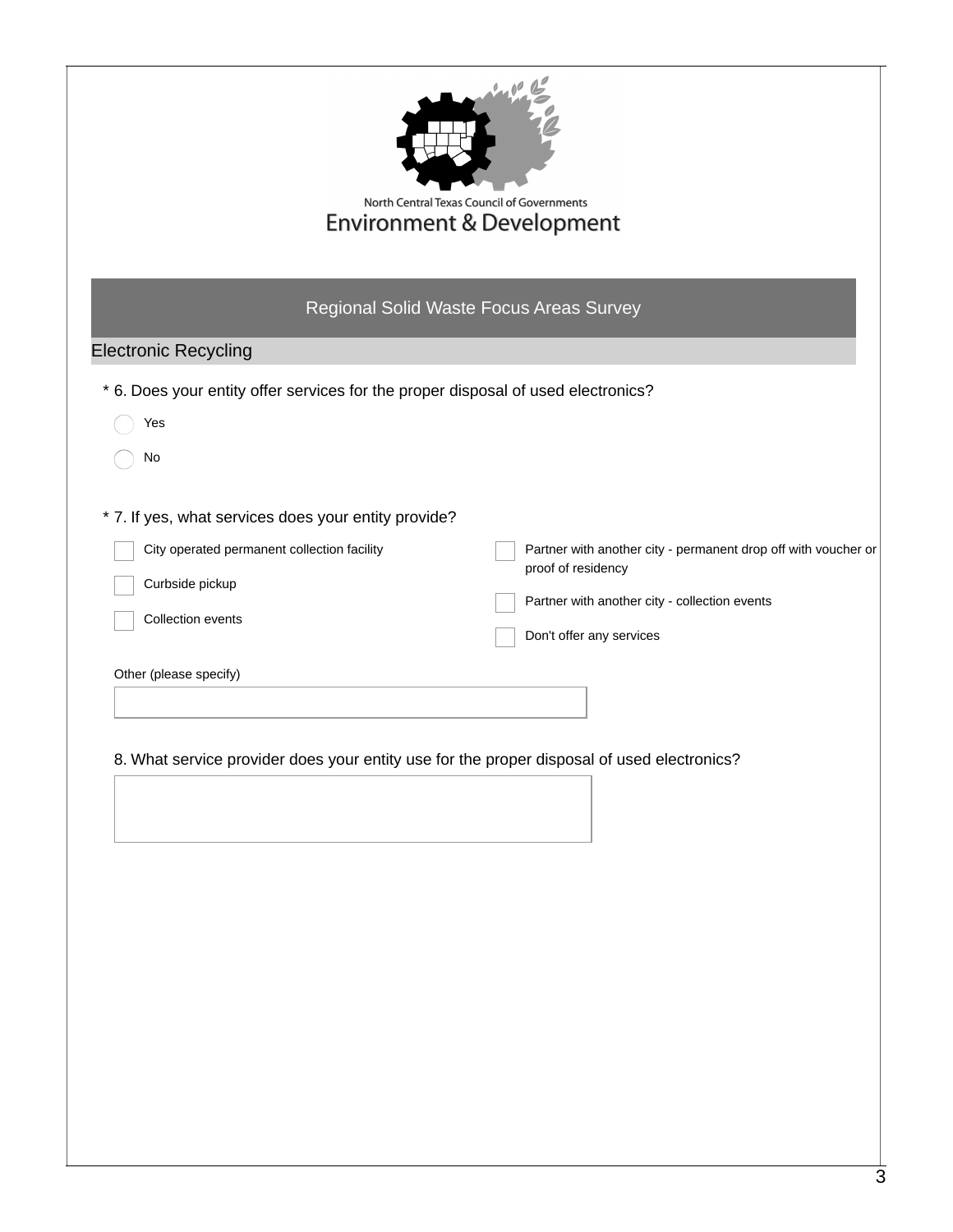North Central Texas Council of Governments
Environment & Development

# Regional Solid Waste Focus Areas Survey

## Electronic Recycling

\* 6. Does your entity offer services for the proper disposal of used electronics?

- ◯ Yes
- ◯ No

\* 7. If yes, what services does your entity provide?

- ☐ City operated permanent collection facility
- ☐ Curbside pickup
- ☐ Collection events
- ☐ Partner with another city - permanent drop off with voucher or proof of residency
- ☐ Partner with another city - collection events
- ☐ Don't offer any services

Other (please specify)

\_\_\_\_\_\_\_\_\_\_\_\_\_\_\_\_\_\_\_\_

8. What service provider does your entity use for the proper disposal of used electronics?

\_\_\_\_\_\_\_\_\_\_\_\_\_\_\_\_\_\_\_\_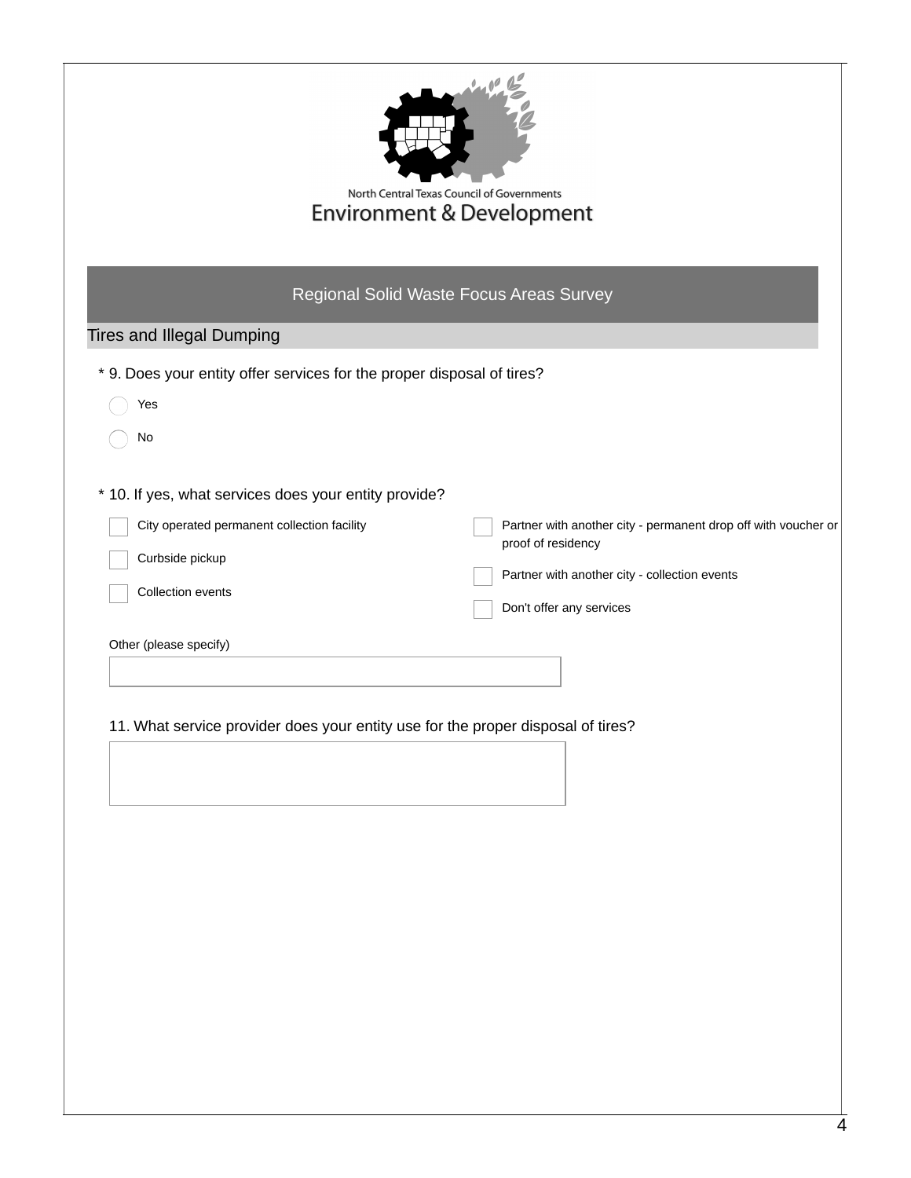North Central Texas Council of Governments
Environment & Development

## Regional Solid Waste Focus Areas Survey

### Tires and Illegal Dumping

\* 9. Does your entity offer services for the proper disposal of tires?

- ○ Yes
- ○ No

\* 10. If yes, what services does your entity provide?

- ☐ City operated permanent collection facility
- ☐ Curbside pickup
- ☐ Collection events
- ☐ Partner with another city - permanent drop off with voucher or proof of residency
- ☐ Partner with another city - collection events
- ☐ Don't offer any services

Other (please specify)

\_\_\_\_\_\_\_\_\_\_\_\_\_\_\_\_\_\_\_\_\_\_\_\_\_\_\_\_\_\_\_\_\_\_\_\_\_\_\_\_\_\_

11. What service provider does your entity use for the proper disposal of tires?

\_\_\_\_\_\_\_\_\_\_\_\_\_\_\_\_\_\_\_\_\_\_\_\_\_\_\_\_\_\_\_\_\_\_\_\_\_\_\_\_\_\_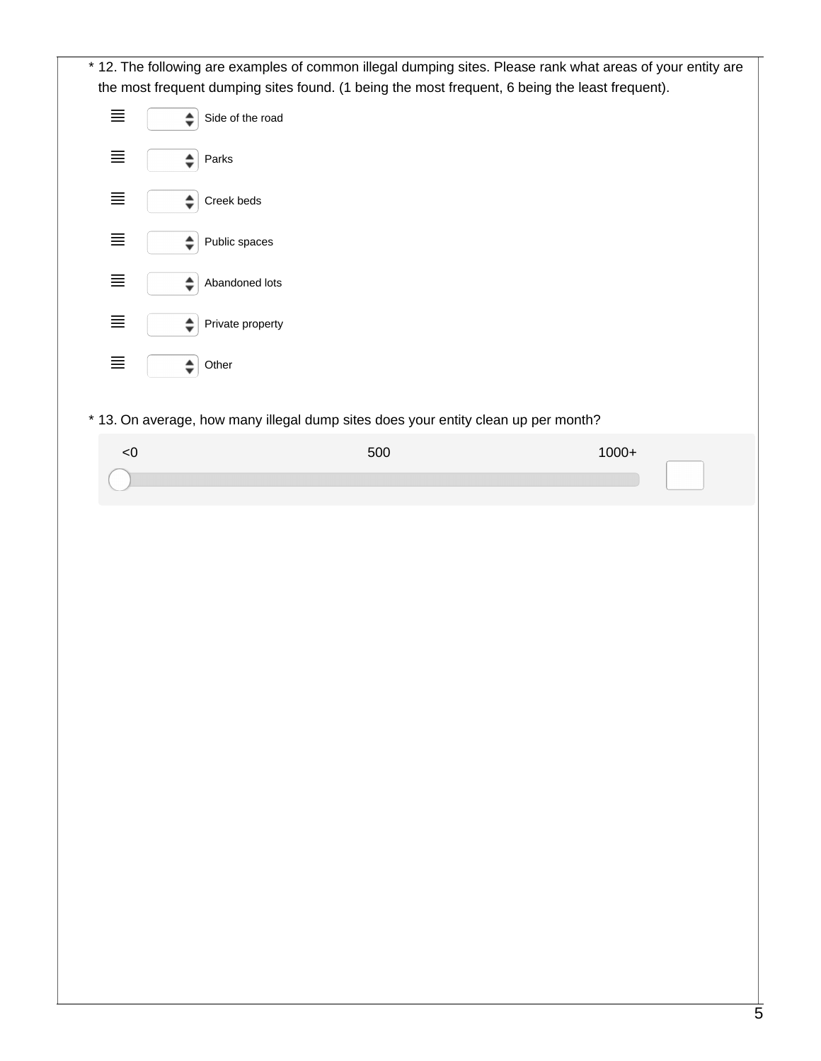\* 12. The following are examples of common illegal dumping sites. Please rank what areas of your entity are the most frequent dumping sites found. (1 being the most frequent, 6 being the least frequent).

- Side of the road
- Parks
- Creek beds
- Public spaces
- Abandoned lots
- Private property
- Other

\* 13. On average, how many illegal dump sites does your entity clean up per month?

<0 | 500 | 1000+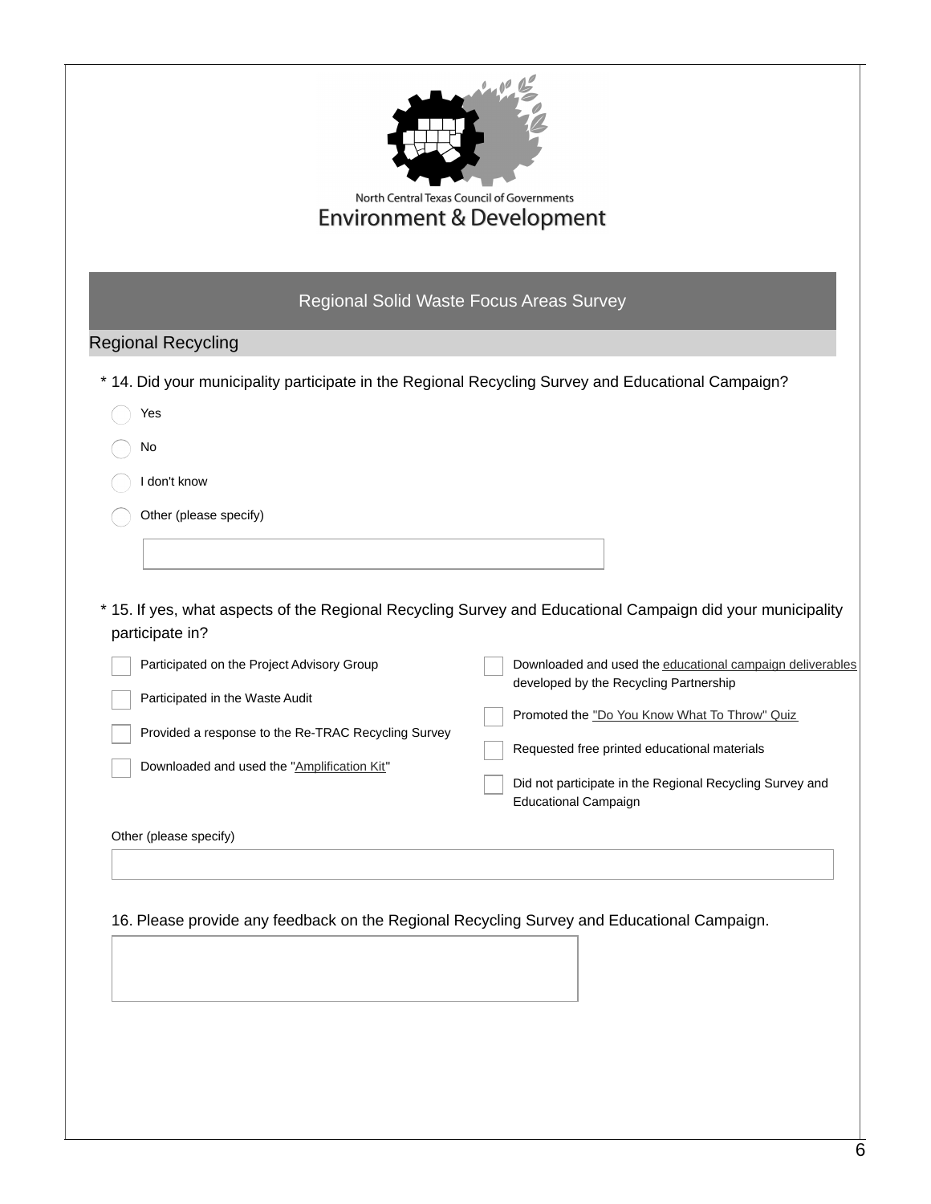North Central Texas Council of Governments
Environment & Development

## Regional Solid Waste Focus Areas Survey

### Regional Recycling

\* 14. Did your municipality participate in the Regional Recycling Survey and Educational Campaign?

- ○ Yes
- ○ No
- ○ I don't know
- ○ Other (please specify)

\_\_\_\_\_\_\_\_\_\_\_\_\_\_\_\_\_\_\_\_

\* 15. If yes, what aspects of the Regional Recycling Survey and Educational Campaign did your municipality participate in?

- ☐ Participated on the Project Advisory Group
- ☐ Participated in the Waste Audit
- ☐ Provided a response to the Re-TRAC Recycling Survey
- ☐ Downloaded and used the "Amplification Kit"
- ☐ Downloaded and used the educational campaign deliverables developed by the Recycling Partnership
- ☐ Promoted the "Do You Know What To Throw" Quiz
- ☐ Requested free printed educational materials
- ☐ Did not participate in the Regional Recycling Survey and Educational Campaign

Other (please specify)

\_\_\_\_\_\_\_\_\_\_\_\_\_\_\_\_\_\_\_\_

16. Please provide any feedback on the Regional Recycling Survey and Educational Campaign.

\_\_\_\_\_\_\_\_\_\_\_\_\_\_\_\_\_\_\_\_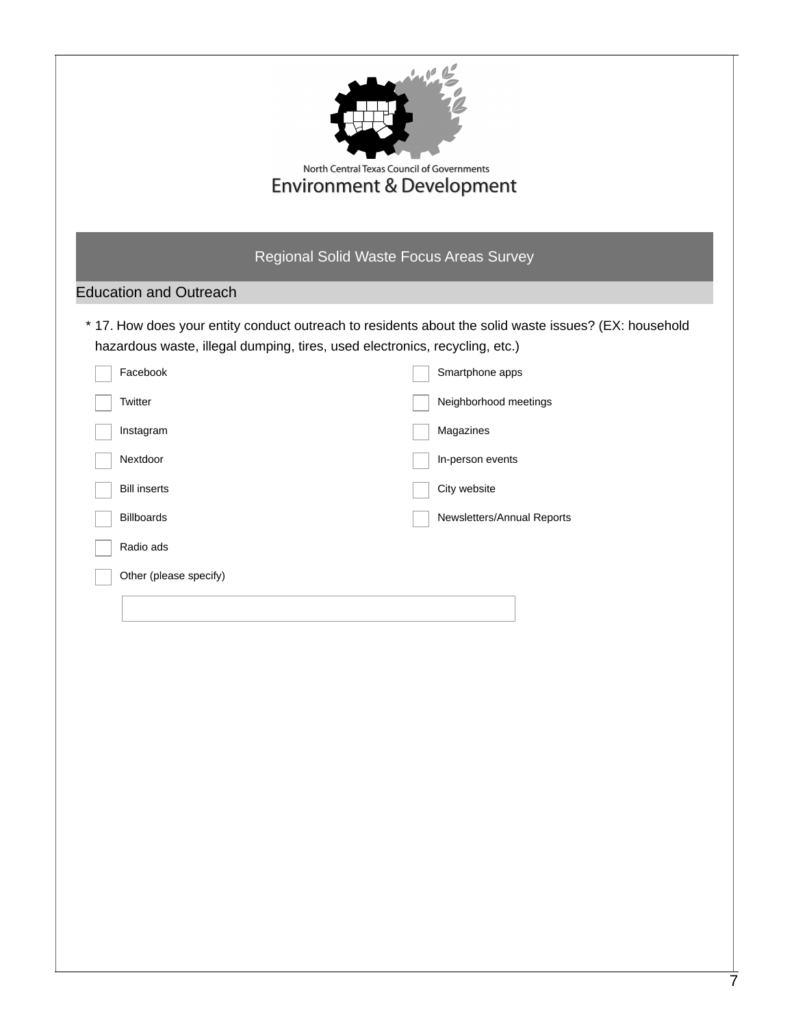North Central Texas Council of Governments

Environment & Development

# Regional Solid Waste Focus Areas Survey

## Education and Outreach

\* 17. How does your entity conduct outreach to residents about the solid waste issues? (EX: household hazardous waste, illegal dumping, tires, used electronics, recycling, etc.)

- [ ] Facebook
- [ ] Twitter
- [ ] Instagram
- [ ] Nextdoor
- [ ] Bill inserts
- [ ] Billboards
- [ ] Radio ads
- [ ] Smartphone apps
- [ ] Neighborhood meetings
- [ ] Magazines
- [ ] In-person events
- [ ] City website
- [ ] Newsletters/Annual Reports
- [ ] Other (please specify)

_______________________________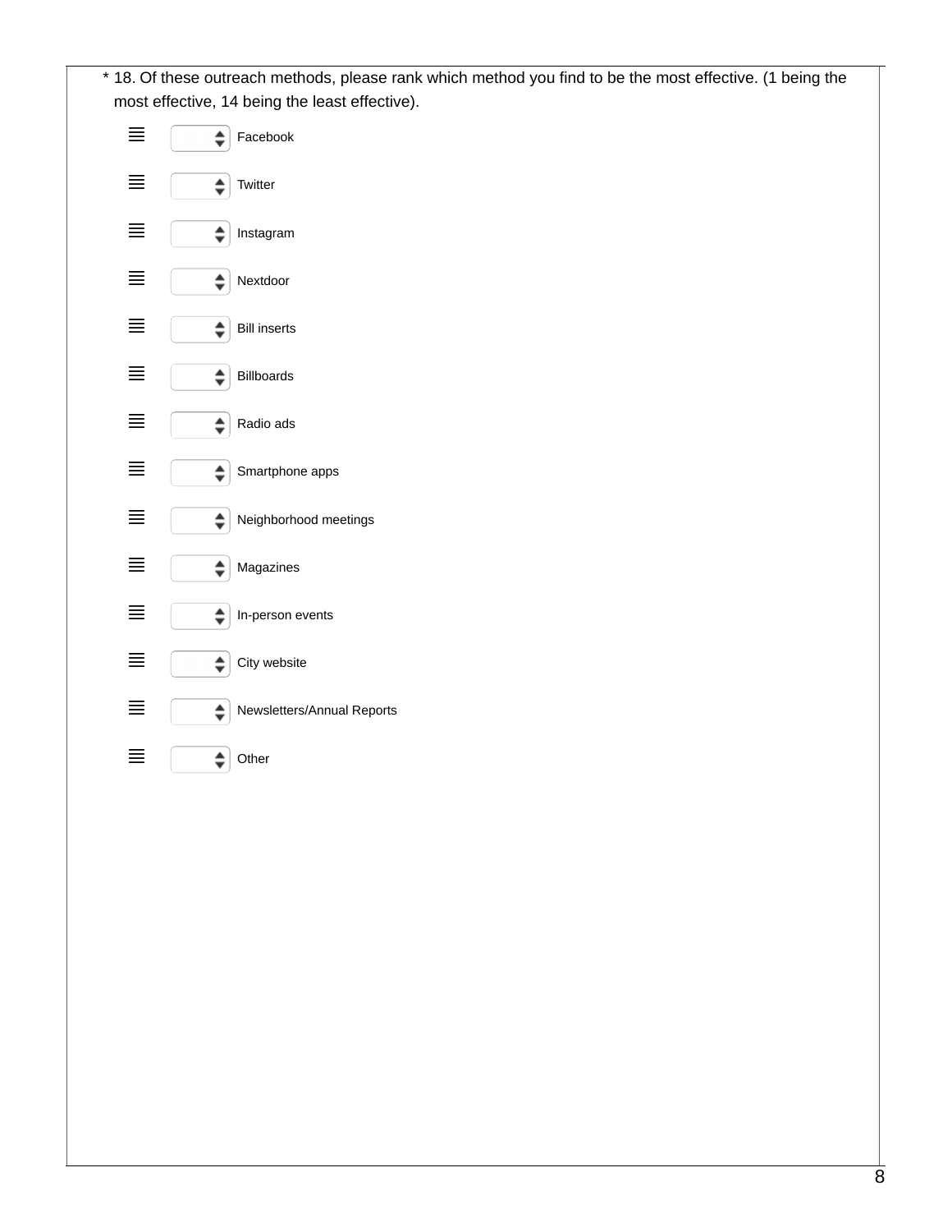\* 18. Of these outreach methods, please rank which method you find to be the most effective. (1 being the most effective, 14 being the least effective).

- Facebook
- Twitter
- Instagram
- Nextdoor
- Bill inserts
- Billboards
- Radio ads
- Smartphone apps
- Neighborhood meetings
- Magazines
- In-person events
- City website
- Newsletters/Annual Reports
- Other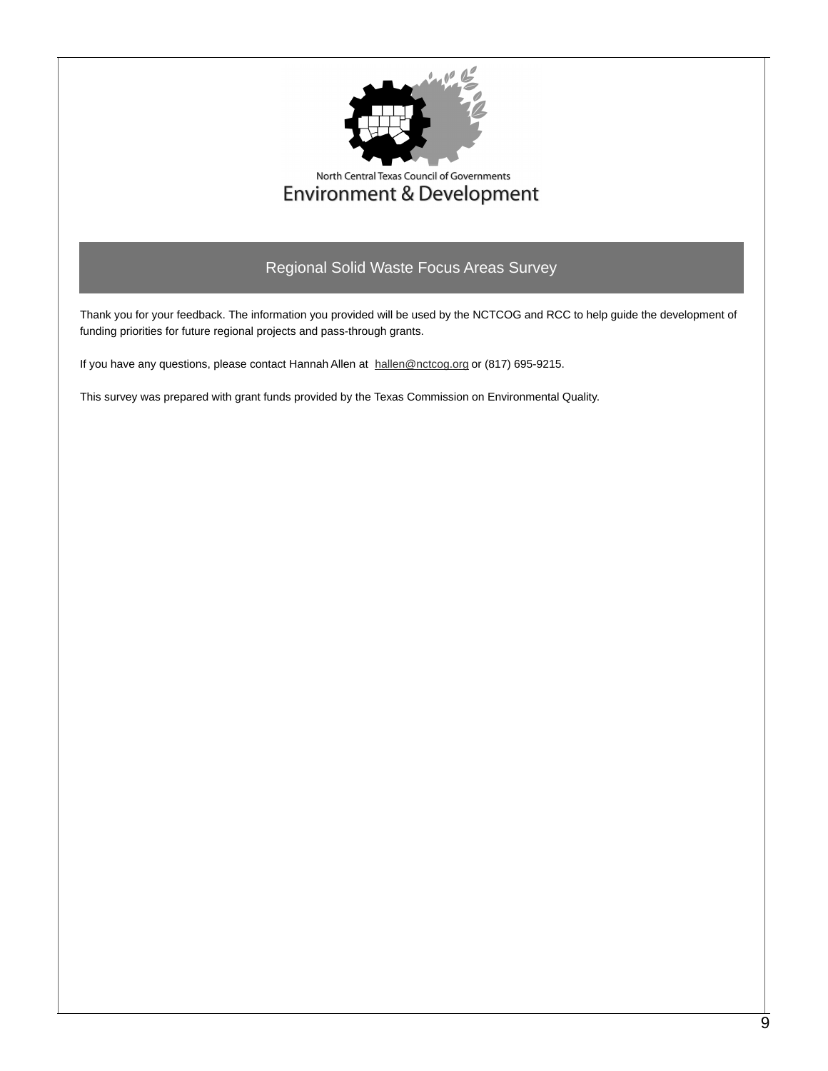North Central Texas Council of Governments

Environment & Development

## Regional Solid Waste Focus Areas Survey

Thank you for your feedback. The information you provided will be used by the NCTCOG and RCC to help guide the development of funding priorities for future regional projects and pass-through grants.

If you have any questions, please contact Hannah Allen at hallen@nctcog.org or (817) 695-9215.

This survey was prepared with grant funds provided by the Texas Commission on Environmental Quality.